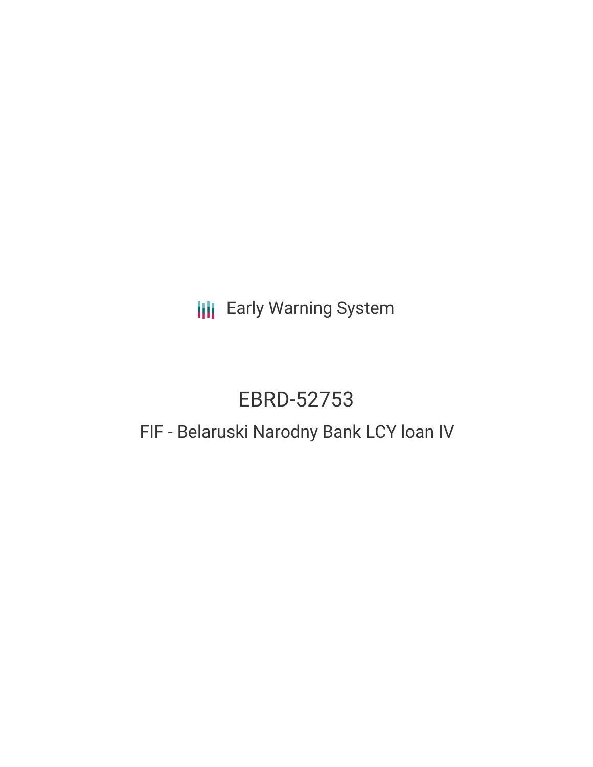Early Warning System

# EBRD-52753

## FIF - Belaruski Narodny Bank LCY loan IV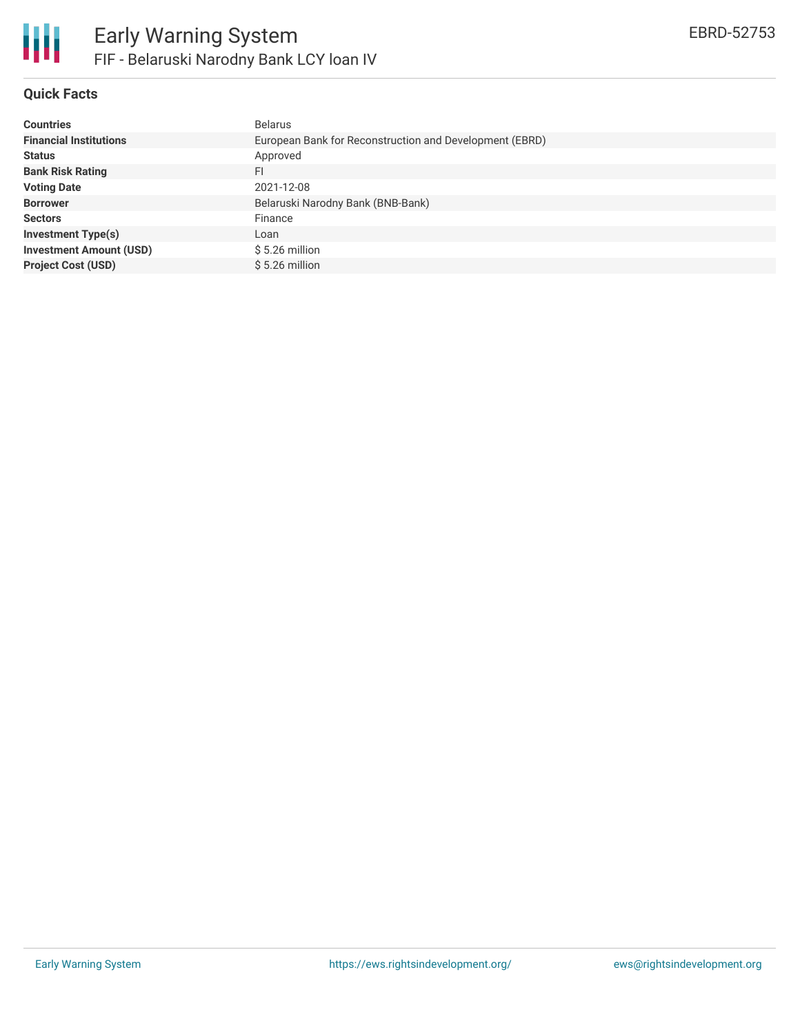# Early Warning System

## FIF - Belaruski Narodny Bank LCY loan IV

EBRD-52753

### Quick Facts

| | |
|---|---|
| **Countries** | Belarus |
| **Financial Institutions** | European Bank for Reconstruction and Development (EBRD) |
| **Status** | Approved |
| **Bank Risk Rating** | FI |
| **Voting Date** | 2021-12-08 |
| **Borrower** | Belaruski Narodny Bank (BNB-Bank) |
| **Sectors** | Finance |
| **Investment Type(s)** | Loan |
| **Investment Amount (USD)** | $ 5.26 million |
| **Project Cost (USD)** | $ 5.26 million |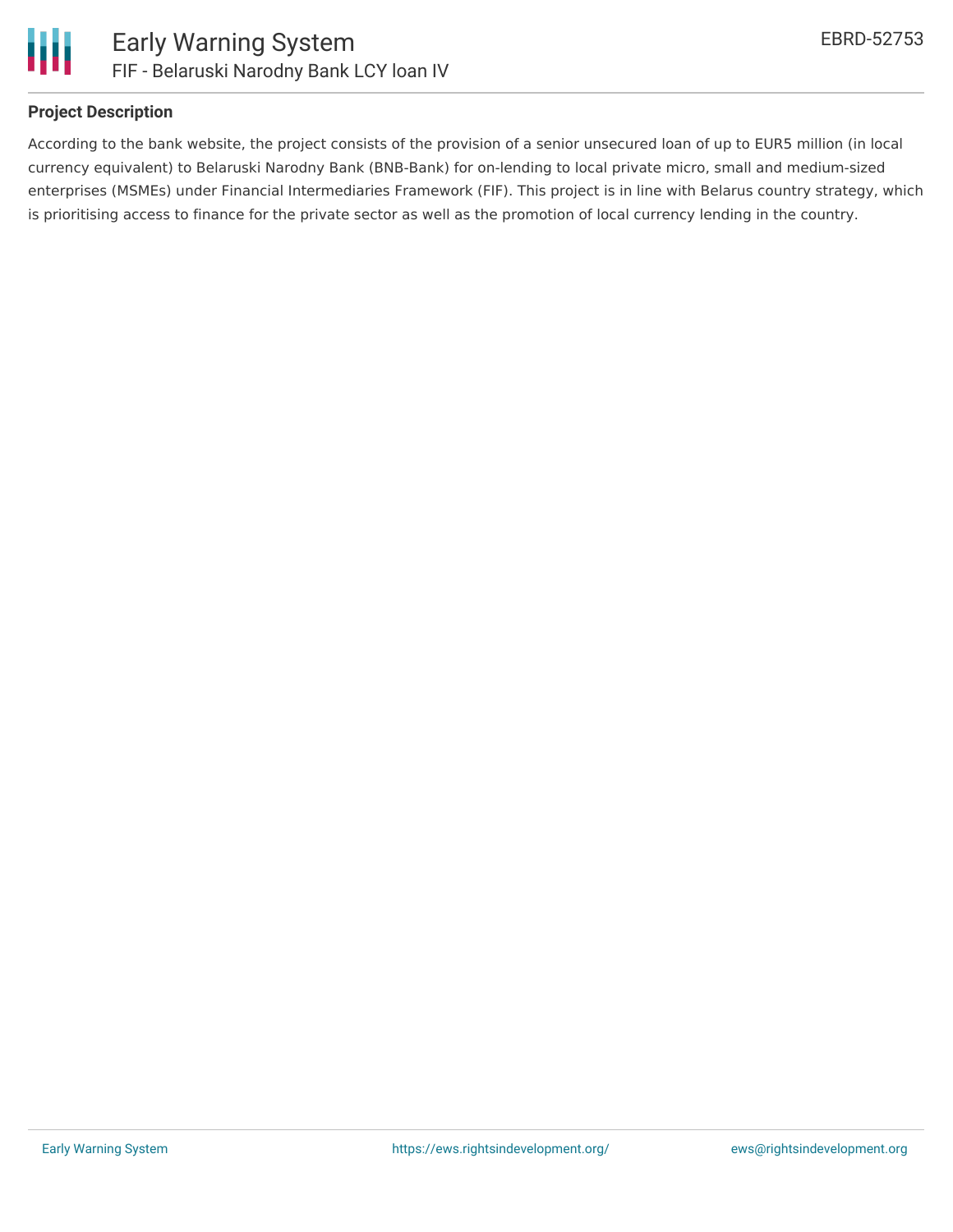## Project Description

According to the bank website, the project consists of the provision of a senior unsecured loan of up to EUR5 million (in local currency equivalent) to Belaruski Narodny Bank (BNB-Bank) for on-lending to local private micro, small and medium-sized enterprises (MSMEs) under Financial Intermediaries Framework (FIF). This project is in line with Belarus country strategy, which is prioritising access to finance for the private sector as well as the promotion of local currency lending in the country.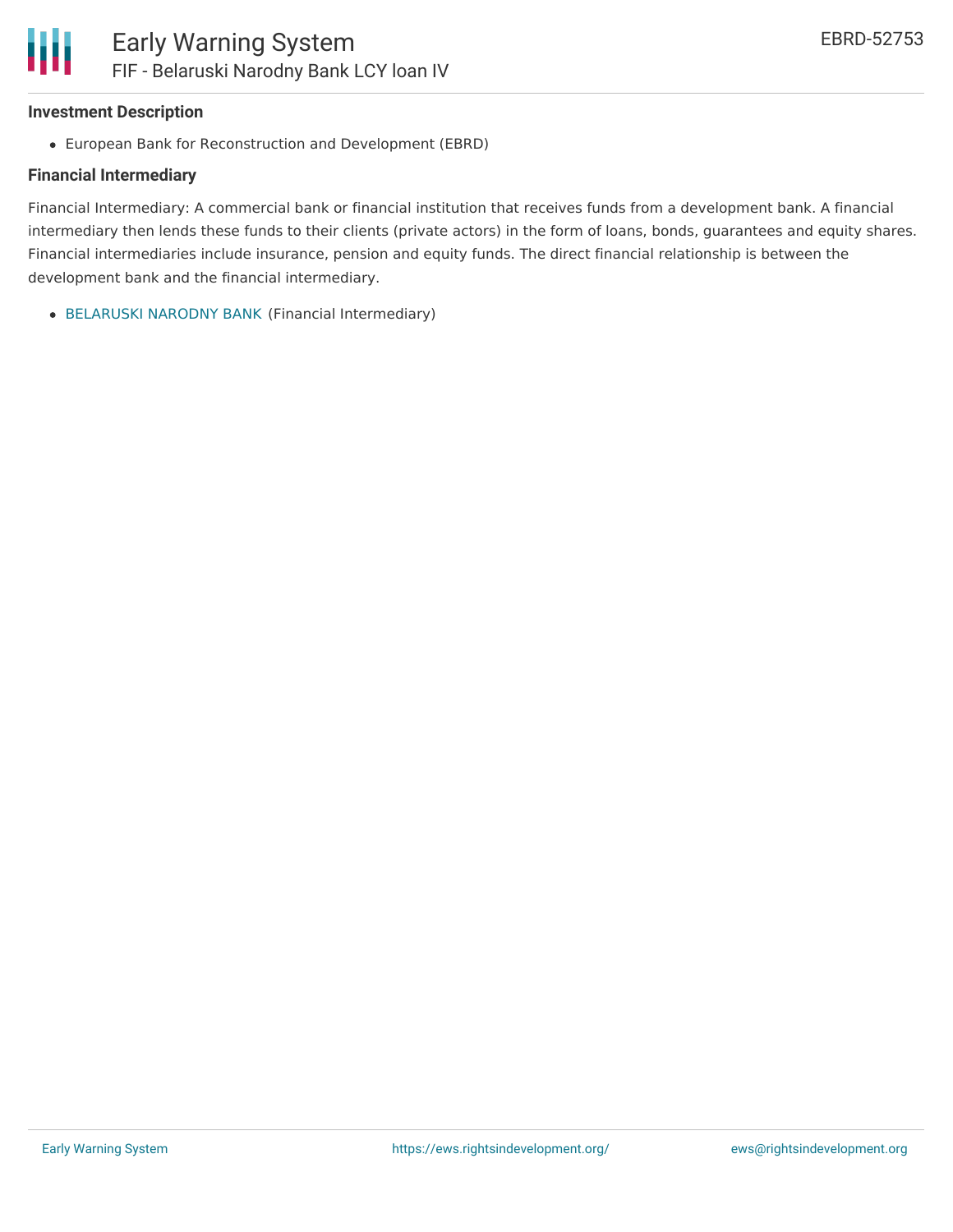### Investment Description

- European Bank for Reconstruction and Development (EBRD)

### Financial Intermediary

Financial Intermediary: A commercial bank or financial institution that receives funds from a development bank. A financial intermediary then lends these funds to their clients (private actors) in the form of loans, bonds, guarantees and equity shares. Financial intermediaries include insurance, pension and equity funds. The direct financial relationship is between the development bank and the financial intermediary.

- BELARUSKI NARODNY BANK (Financial Intermediary)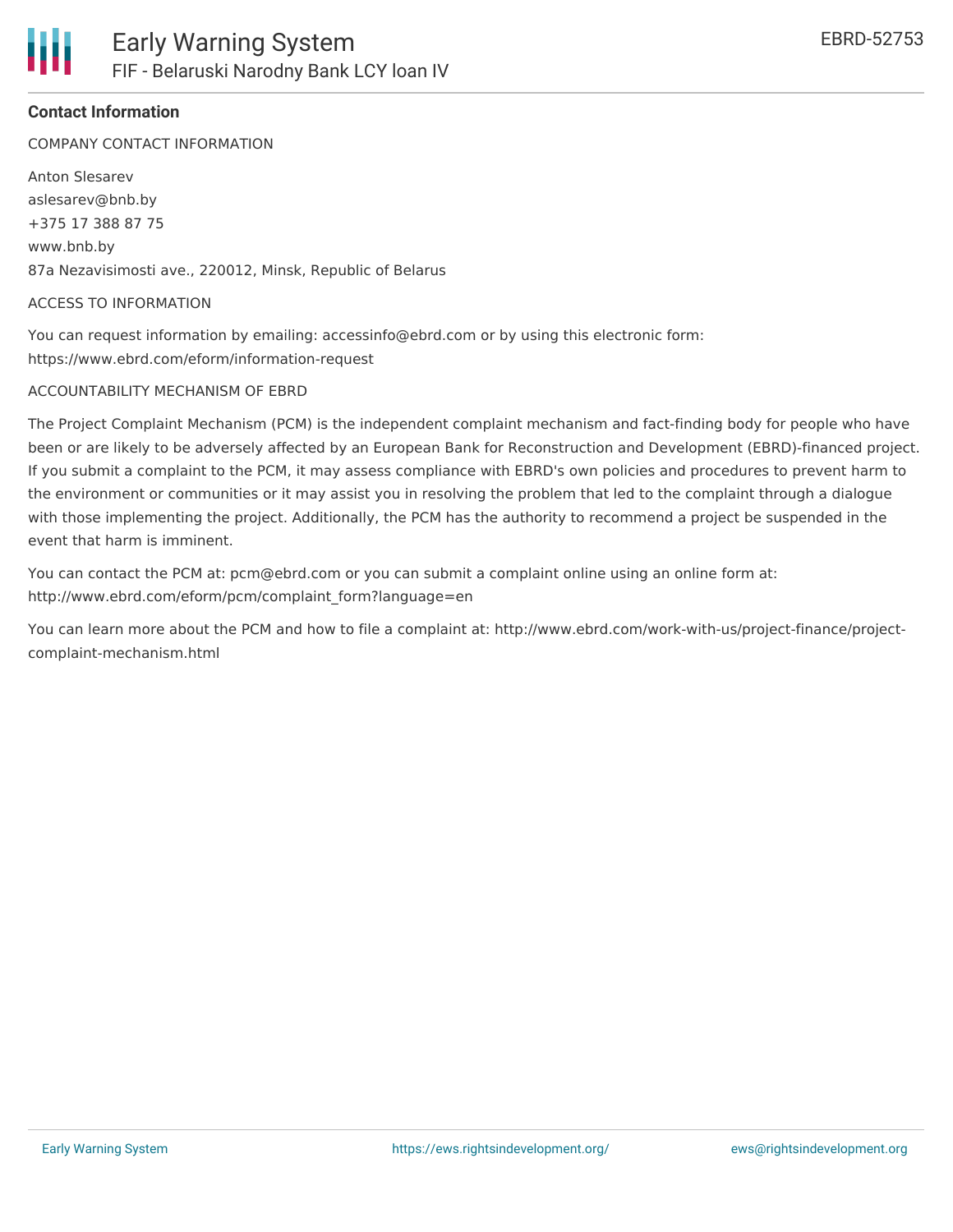## Contact Information

COMPANY CONTACT INFORMATION

Anton Slesarev
aslesarev@bnb.by
+375 17 388 87 75
www.bnb.by
87a Nezavisimosti ave., 220012, Minsk, Republic of Belarus

ACCESS TO INFORMATION

You can request information by emailing: accessinfo@ebrd.com or by using this electronic form: https://www.ebrd.com/eform/information-request

ACCOUNTABILITY MECHANISM OF EBRD

The Project Complaint Mechanism (PCM) is the independent complaint mechanism and fact-finding body for people who have been or are likely to be adversely affected by an European Bank for Reconstruction and Development (EBRD)-financed project. If you submit a complaint to the PCM, it may assess compliance with EBRD's own policies and procedures to prevent harm to the environment or communities or it may assist you in resolving the problem that led to the complaint through a dialogue with those implementing the project. Additionally, the PCM has the authority to recommend a project be suspended in the event that harm is imminent.

You can contact the PCM at: pcm@ebrd.com or you can submit a complaint online using an online form at: http://www.ebrd.com/eform/pcm/complaint_form?language=en

You can learn more about the PCM and how to file a complaint at: http://www.ebrd.com/work-with-us/project-finance/project-complaint-mechanism.html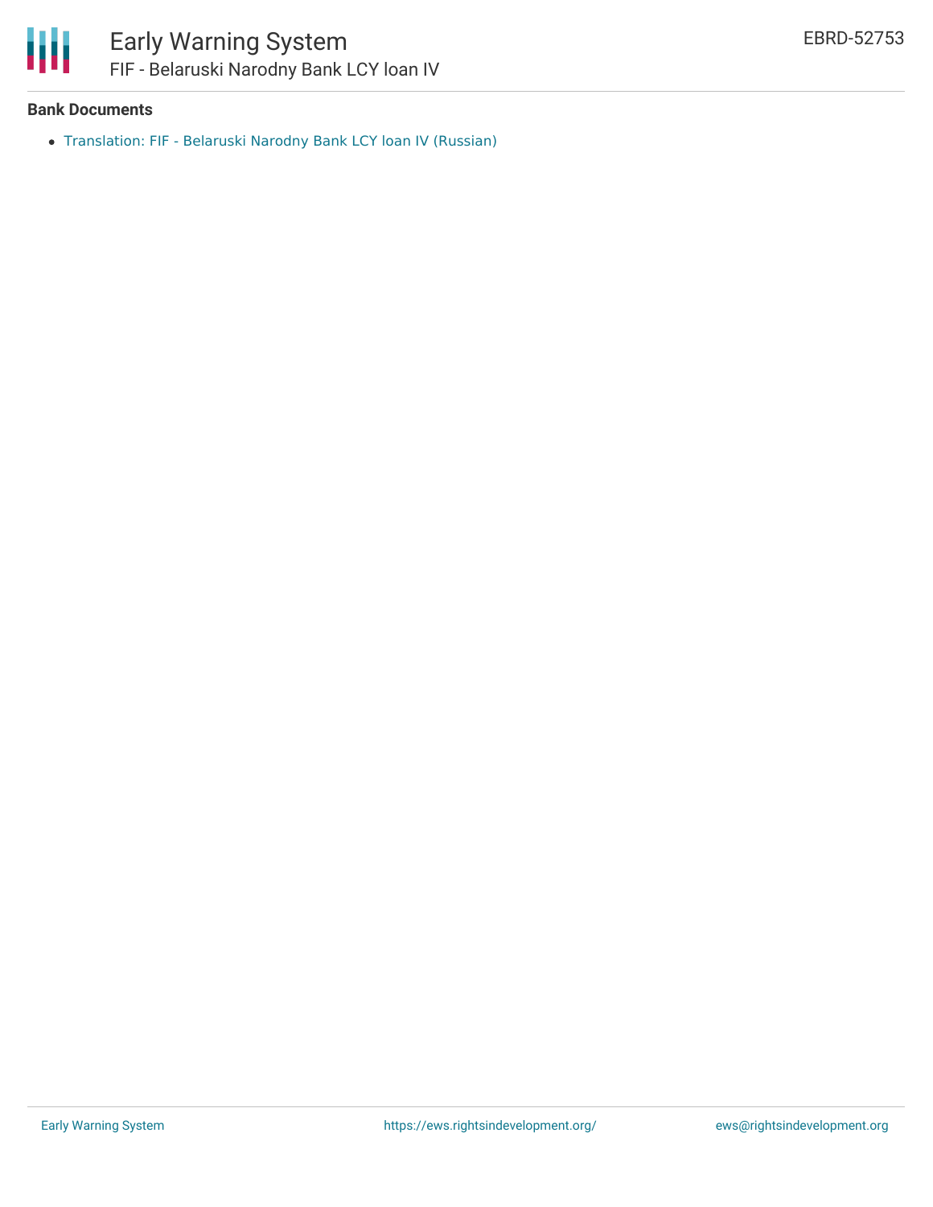**Bank Documents**

- Translation: FIF - Belaruski Narodny Bank LCY loan IV (Russian)